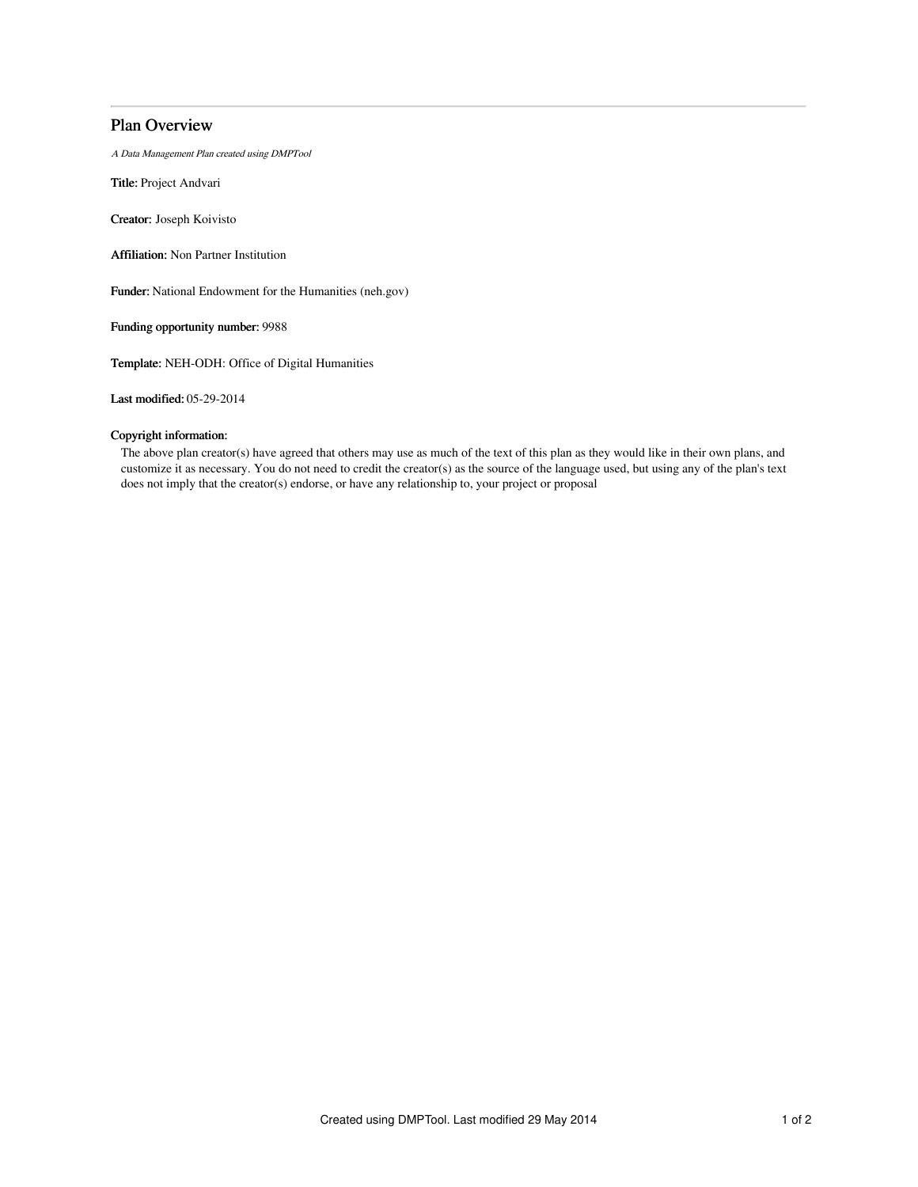# Plan Overview

*A Data Management Plan created using DMPTool*

**Title:** Project Andvari

**Creator:** Joseph Koivisto

**Affiliation:** Non Partner Institution

**Funder:** National Endowment for the Humanities (neh.gov)

**Funding opportunity number:** 9988

**Template:** NEH-ODH: Office of Digital Humanities

**Last modified:** 05-29-2014

**Copyright information:**

The above plan creator(s) have agreed that others may use as much of the text of this plan as they would like in their own plans, and customize it as necessary. You do not need to credit the creator(s) as the source of the language used, but using any of the plan's text does not imply that the creator(s) endorse, or have any relationship to, your project or proposal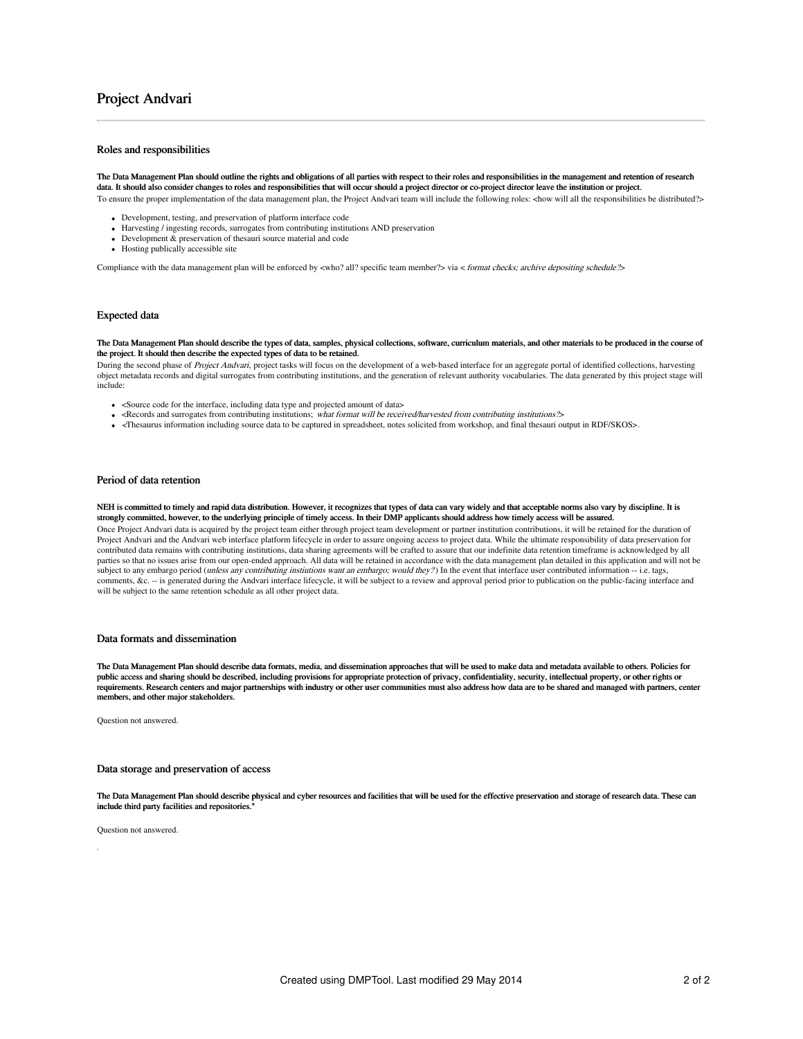# Project Andvari

## Roles and responsibilities

**The Data Management Plan should outline the rights and obligations of all parties with respect to their roles and responsibilities in the management and retention of research data. It should also consider changes to roles and responsibilities that will occur should a project director or co-project director leave the institution or project.**

To ensure the proper implementation of the data management plan, the Project Andvari team will include the following roles: <how will all the responsibilities be distributed?>

- Development, testing, and preservation of platform interface code
- Harvesting / ingesting records, surrogates from contributing institutions AND preservation
- Development & preservation of thesauri source material and code
- Hosting publically accessible site

Compliance with the data management plan will be enforced by <who? all? specific team member?> via < *format checks; archive depositing schedule?*>

## Expected data

**The Data Management Plan should describe the types of data, samples, physical collections, software, curriculum materials, and other materials to be produced in the course of the project. It should then describe the expected types of data to be retained.**

During the second phase of *Project Andvari*, project tasks will focus on the development of a web-based interface for an aggregate portal of identified collections, harvesting object metadata records and digital surrogates from contributing institutions, and the generation of relevant authority vocabularies. The data generated by this project stage will include:

- <Source code for the interface, including data type and projected amount of data>
- <Records and surrogates from contributing institutions; *what format will be received/harvested from contributing institutions?*>
- <Thesaurus information including source data to be captured in spreadsheet, notes solicited from workshop, and final thesauri output in RDF/SKOS>.

## Period of data retention

**NEH is committed to timely and rapid data distribution. However, it recognizes that types of data can vary widely and that acceptable norms also vary by discipline. It is strongly committed, however, to the underlying principle of timely access. In their DMP applicants should address how timely access will be assured.**

Once Project Andvari data is acquired by the project team either through project team development or partner institution contributions, it will be retained for the duration of Project Andvari and the Andvari web interface platform lifecycle in order to assure ongoing access to project data. While the ultimate responsibility of data preservation for contributed data remains with contributing institutions, data sharing agreements will be crafted to assure that our indefinite data retention timeframe is acknowledged by all parties so that no issues arise from our open-ended approach. All data will be retained in accordance with the data management plan detailed in this application and will not be subject to any embargo period (*unless any contributing instiutions want an embargo; would they?*) In the event that interface user contributed information -- i.e. tags, comments, &c. -- is generated during the Andvari interface lifecycle, it will be subject to a review and approval period prior to publication on the public-facing interface and will be subject to the same retention schedule as all other project data.

## Data formats and dissemination

**The Data Management Plan should describe data formats, media, and dissemination approaches that will be used to make data and metadata available to others. Policies for public access and sharing should be described, including provisions for appropriate protection of privacy, confidentiality, security, intellectual property, or other rights or requirements. Research centers and major partnerships with industry or other user communities must also address how data are to be shared and managed with partners, center members, and other major stakeholders.**

Question not answered.

## Data storage and preservation of access

**The Data Management Plan should describe physical and cyber resources and facilities that will be used for the effective preservation and storage of research data. These can include third party facilities and repositories."**

Question not answered.